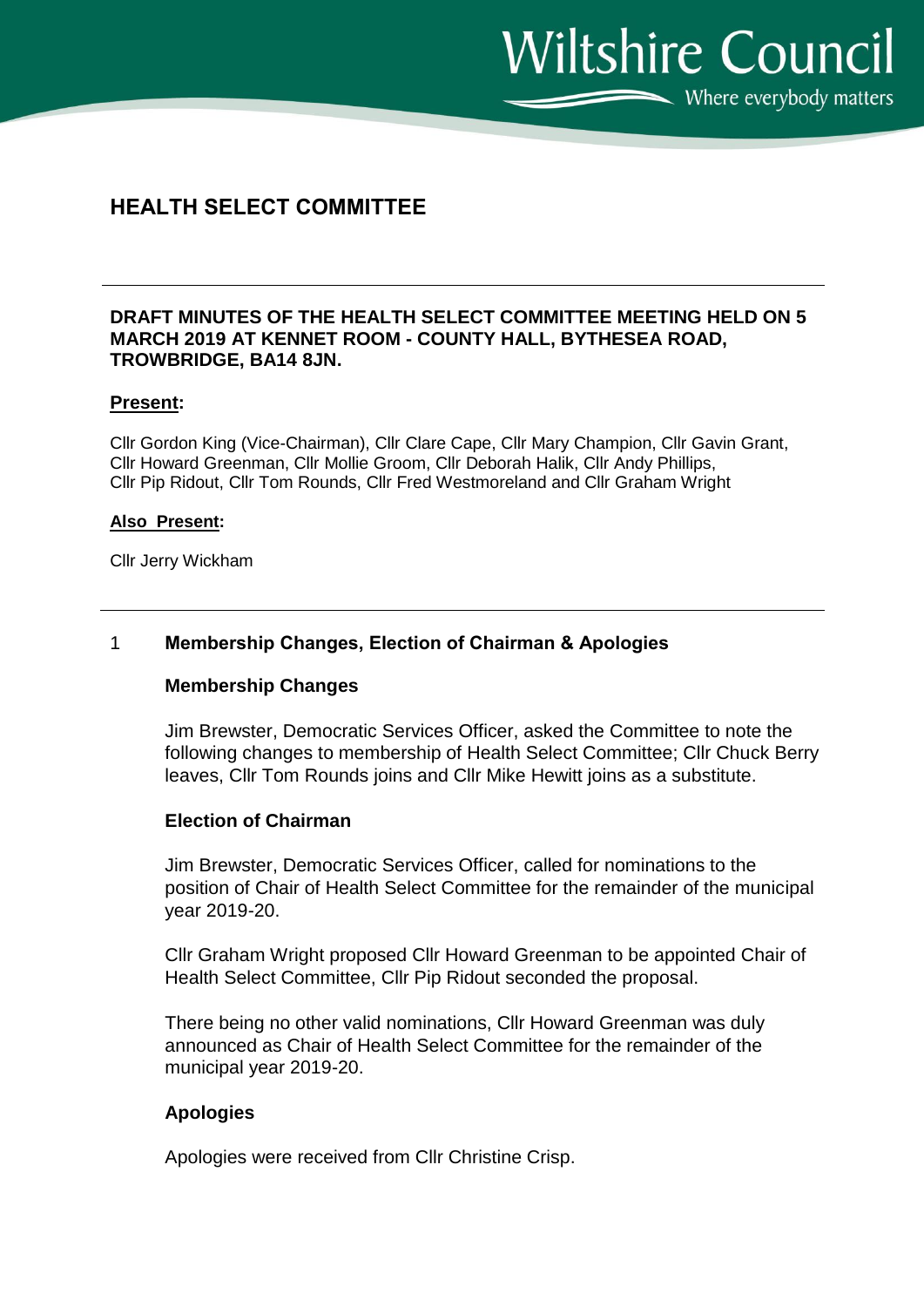# HEALTH SELECT COMMITTEE

**DRAFT MINUTES OF THE HEALTH SELECT COMMITTEE MEETING HELD ON 5 MARCH 2019 AT KENNET ROOM - COUNTY HALL, BYTHESEA ROAD, TROWBRIDGE, BA14 8JN.**

**Present:**

Cllr Gordon King (Vice-Chairman), Cllr Clare Cape, Cllr Mary Champion, Cllr Gavin Grant, Cllr Howard Greenman, Cllr Mollie Groom, Cllr Deborah Halik, Cllr Andy Phillips, Cllr Pip Ridout, Cllr Tom Rounds, Cllr Fred Westmoreland and Cllr Graham Wright

**Also Present:**

Cllr Jerry Wickham

## 1 Membership Changes, Election of Chairman & Apologies

### Membership Changes

Jim Brewster, Democratic Services Officer, asked the Committee to note the following changes to membership of Health Select Committee; Cllr Chuck Berry leaves, Cllr Tom Rounds joins and Cllr Mike Hewitt joins as a substitute.

### Election of Chairman

Jim Brewster, Democratic Services Officer, called for nominations to the position of Chair of Health Select Committee for the remainder of the municipal year 2019-20.

Cllr Graham Wright proposed Cllr Howard Greenman to be appointed Chair of Health Select Committee, Cllr Pip Ridout seconded the proposal.

There being no other valid nominations, Cllr Howard Greenman was duly announced as Chair of Health Select Committee for the remainder of the municipal year 2019-20.

### Apologies

Apologies were received from Cllr Christine Crisp.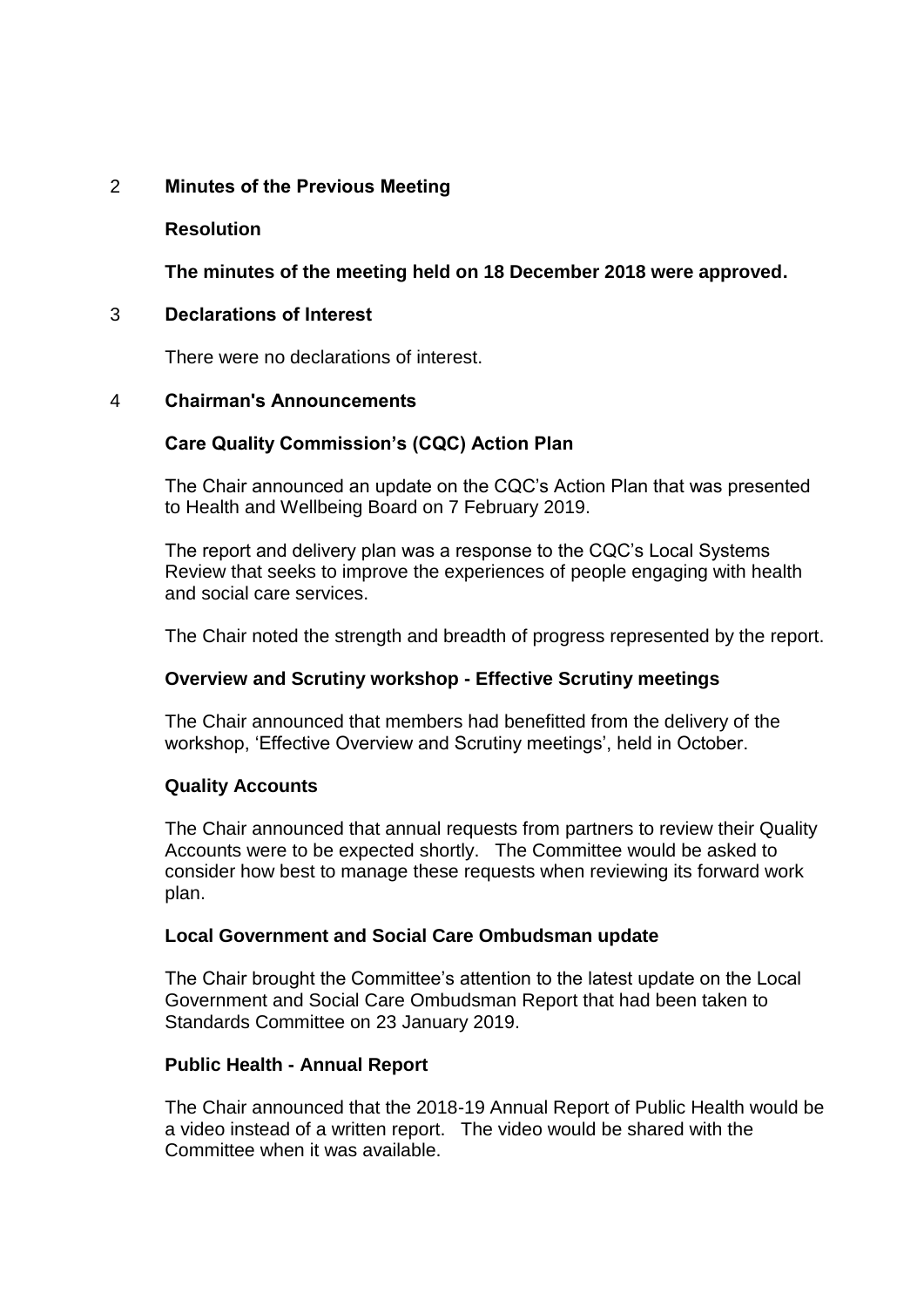## 2 Minutes of the Previous Meeting

**Resolution**

**The minutes of the meeting held on 18 December 2018 were approved.**

## 3 Declarations of Interest

There were no declarations of interest.

## 4 Chairman's Announcements

### Care Quality Commission's (CQC) Action Plan

The Chair announced an update on the CQC's Action Plan that was presented to Health and Wellbeing Board on 7 February 2019.

The report and delivery plan was a response to the CQC's Local Systems Review that seeks to improve the experiences of people engaging with health and social care services.

The Chair noted the strength and breadth of progress represented by the report.

### Overview and Scrutiny workshop - Effective Scrutiny meetings

The Chair announced that members had benefitted from the delivery of the workshop, 'Effective Overview and Scrutiny meetings', held in October.

### Quality Accounts

The Chair announced that annual requests from partners to review their Quality Accounts were to be expected shortly. The Committee would be asked to consider how best to manage these requests when reviewing its forward work plan.

### Local Government and Social Care Ombudsman update

The Chair brought the Committee's attention to the latest update on the Local Government and Social Care Ombudsman Report that had been taken to Standards Committee on 23 January 2019.

### Public Health - Annual Report

The Chair announced that the 2018-19 Annual Report of Public Health would be a video instead of a written report. The video would be shared with the Committee when it was available.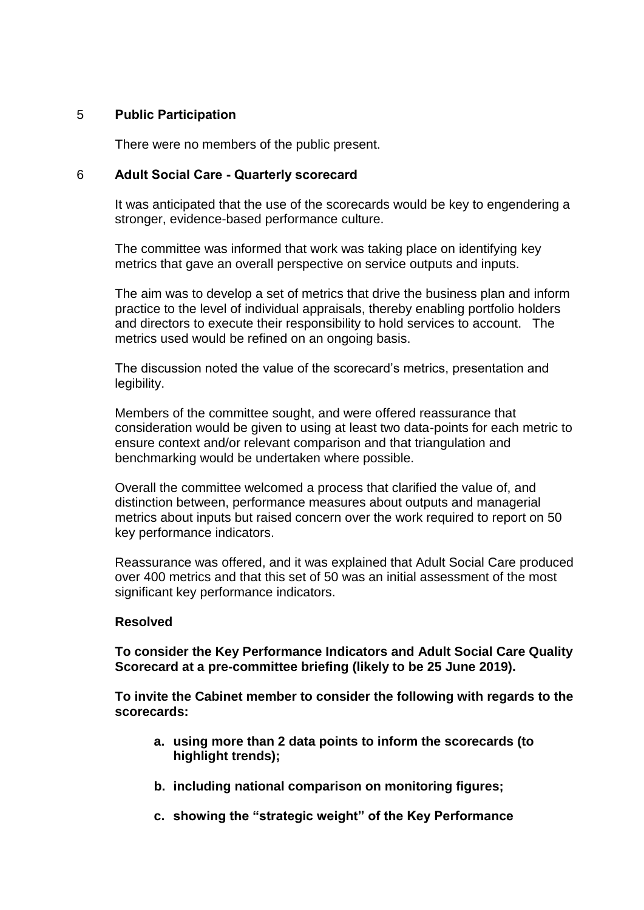## 5 Public Participation

There were no members of the public present.

## 6 Adult Social Care - Quarterly scorecard

It was anticipated that the use of the scorecards would be key to engendering a stronger, evidence-based performance culture.

The committee was informed that work was taking place on identifying key metrics that gave an overall perspective on service outputs and inputs.

The aim was to develop a set of metrics that drive the business plan and inform practice to the level of individual appraisals, thereby enabling portfolio holders and directors to execute their responsibility to hold services to account. The metrics used would be refined on an ongoing basis.

The discussion noted the value of the scorecard's metrics, presentation and legibility.

Members of the committee sought, and were offered reassurance that consideration would be given to using at least two data-points for each metric to ensure context and/or relevant comparison and that triangulation and benchmarking would be undertaken where possible.

Overall the committee welcomed a process that clarified the value of, and distinction between, performance measures about outputs and managerial metrics about inputs but raised concern over the work required to report on 50 key performance indicators.

Reassurance was offered, and it was explained that Adult Social Care produced over 400 metrics and that this set of 50 was an initial assessment of the most significant key performance indicators.

**Resolved**

**To consider the Key Performance Indicators and Adult Social Care Quality Scorecard at a pre-committee briefing (likely to be 25 June 2019).**

**To invite the Cabinet member to consider the following with regards to the scorecards:**

- **a. using more than 2 data points to inform the scorecards (to highlight trends);**
- **b. including national comparison on monitoring figures;**
- **c. showing the "strategic weight" of the Key Performance**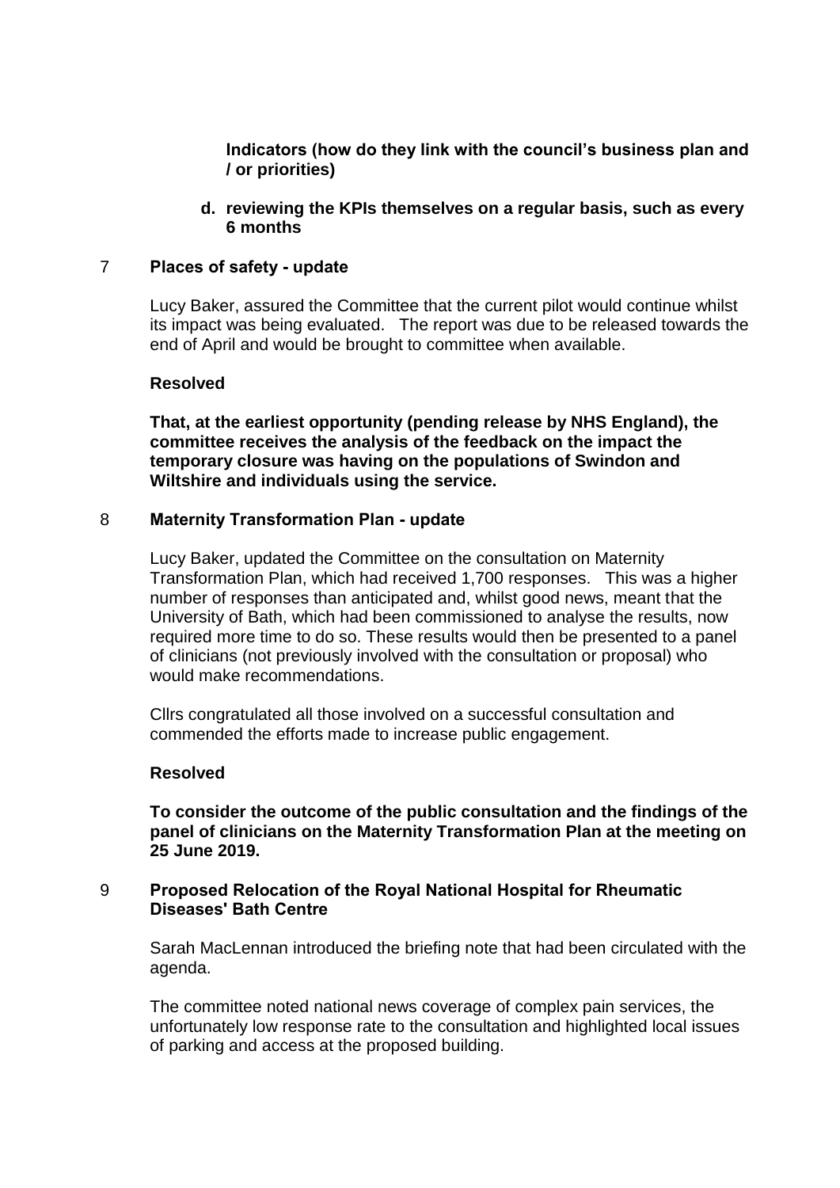**Indicators (how do they link with the council's business plan and / or priorities)**

**d. reviewing the KPIs themselves on a regular basis, such as every 6 months**

## 7 Places of safety - update

Lucy Baker, assured the Committee that the current pilot would continue whilst its impact was being evaluated. The report was due to be released towards the end of April and would be brought to committee when available.

**Resolved**

**That, at the earliest opportunity (pending release by NHS England), the committee receives the analysis of the feedback on the impact the temporary closure was having on the populations of Swindon and Wiltshire and individuals using the service.**

## 8 Maternity Transformation Plan - update

Lucy Baker, updated the Committee on the consultation on Maternity Transformation Plan, which had received 1,700 responses. This was a higher number of responses than anticipated and, whilst good news, meant that the University of Bath, which had been commissioned to analyse the results, now required more time to do so. These results would then be presented to a panel of clinicians (not previously involved with the consultation or proposal) who would make recommendations.

Cllrs congratulated all those involved on a successful consultation and commended the efforts made to increase public engagement.

**Resolved**

**To consider the outcome of the public consultation and the findings of the panel of clinicians on the Maternity Transformation Plan at the meeting on 25 June 2019.**

## 9 Proposed Relocation of the Royal National Hospital for Rheumatic Diseases' Bath Centre

Sarah MacLennan introduced the briefing note that had been circulated with the agenda.

The committee noted national news coverage of complex pain services, the unfortunately low response rate to the consultation and highlighted local issues of parking and access at the proposed building.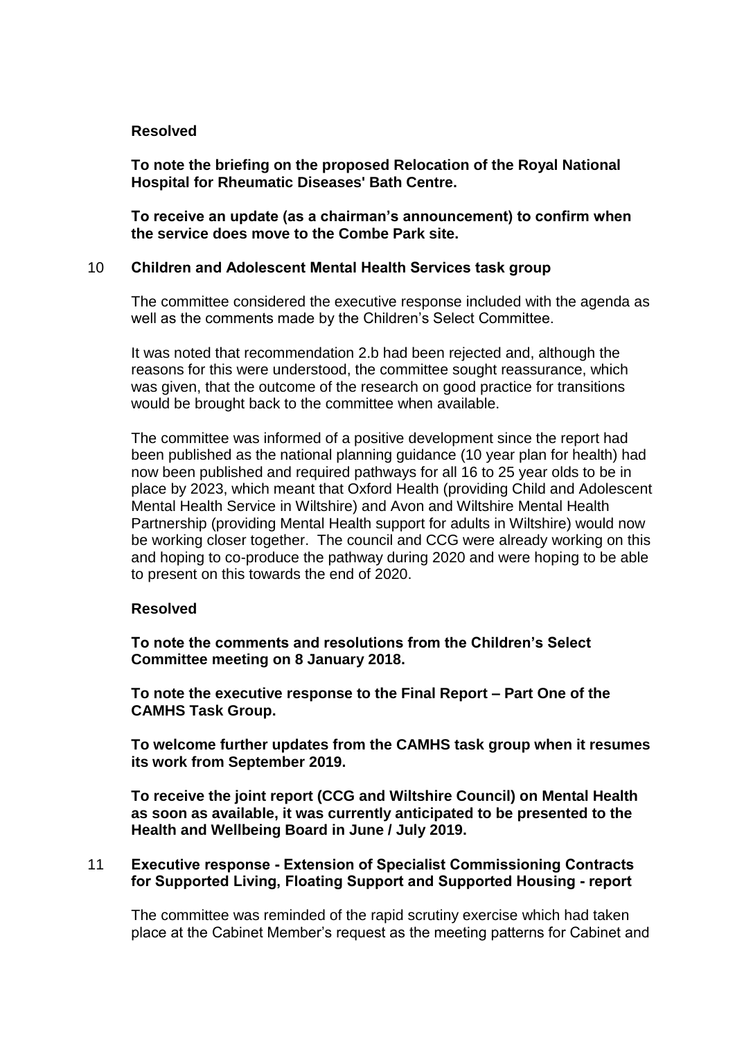**Resolved**

**To note the briefing on the proposed Relocation of the Royal National Hospital for Rheumatic Diseases' Bath Centre.**

**To receive an update (as a chairman's announcement) to confirm when the service does move to the Combe Park site.**

10 **Children and Adolescent Mental Health Services task group**

The committee considered the executive response included with the agenda as well as the comments made by the Children's Select Committee.

It was noted that recommendation 2.b had been rejected and, although the reasons for this were understood, the committee sought reassurance, which was given, that the outcome of the research on good practice for transitions would be brought back to the committee when available.

The committee was informed of a positive development since the report had been published as the national planning guidance (10 year plan for health) had now been published and required pathways for all 16 to 25 year olds to be in place by 2023, which meant that Oxford Health (providing Child and Adolescent Mental Health Service in Wiltshire) and Avon and Wiltshire Mental Health Partnership (providing Mental Health support for adults in Wiltshire) would now be working closer together. The council and CCG were already working on this and hoping to co-produce the pathway during 2020 and were hoping to be able to present on this towards the end of 2020.

**Resolved**

**To note the comments and resolutions from the Children's Select Committee meeting on 8 January 2018.**

**To note the executive response to the Final Report – Part One of the CAMHS Task Group.**

**To welcome further updates from the CAMHS task group when it resumes its work from September 2019.**

**To receive the joint report (CCG and Wiltshire Council) on Mental Health as soon as available, it was currently anticipated to be presented to the Health and Wellbeing Board in June / July 2019.**

11 **Executive response - Extension of Specialist Commissioning Contracts for Supported Living, Floating Support and Supported Housing - report**

The committee was reminded of the rapid scrutiny exercise which had taken place at the Cabinet Member's request as the meeting patterns for Cabinet and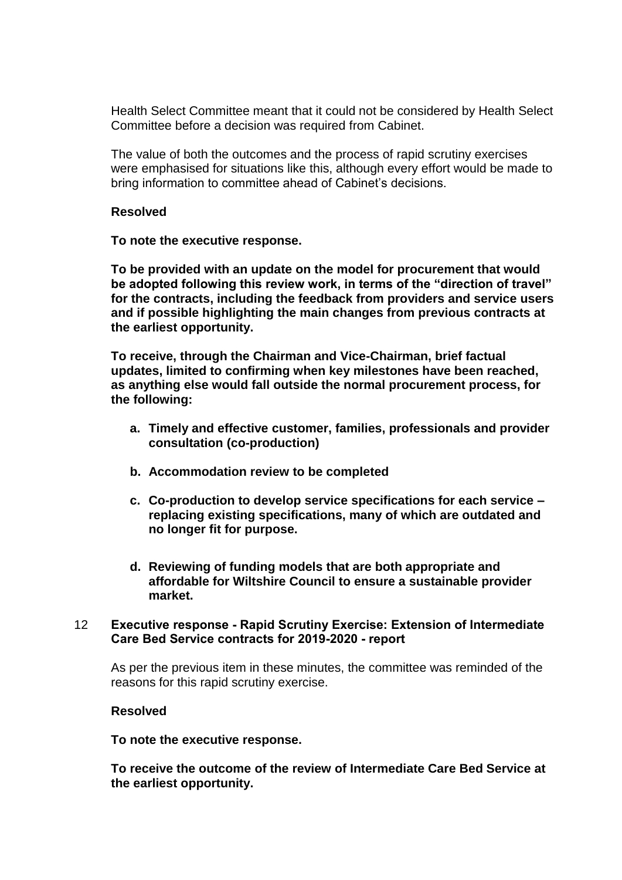Health Select Committee meant that it could not be considered by Health Select Committee before a decision was required from Cabinet.

The value of both the outcomes and the process of rapid scrutiny exercises were emphasised for situations like this, although every effort would be made to bring information to committee ahead of Cabinet's decisions.

**Resolved**

**To note the executive response.**

**To be provided with an update on the model for procurement that would be adopted following this review work, in terms of the "direction of travel" for the contracts, including the feedback from providers and service users and if possible highlighting the main changes from previous contracts at the earliest opportunity.**

**To receive, through the Chairman and Vice-Chairman, brief factual updates, limited to confirming when key milestones have been reached, as anything else would fall outside the normal procurement process, for the following:**

- **a. Timely and effective customer, families, professionals and provider consultation (co-production)**
- **b. Accommodation review to be completed**
- **c. Co-production to develop service specifications for each service – replacing existing specifications, many of which are outdated and no longer fit for purpose.**
- **d. Reviewing of funding models that are both appropriate and affordable for Wiltshire Council to ensure a sustainable provider market.**

## 12 Executive response - Rapid Scrutiny Exercise: Extension of Intermediate Care Bed Service contracts for 2019-2020 - report

As per the previous item in these minutes, the committee was reminded of the reasons for this rapid scrutiny exercise.

**Resolved**

**To note the executive response.**

**To receive the outcome of the review of Intermediate Care Bed Service at the earliest opportunity.**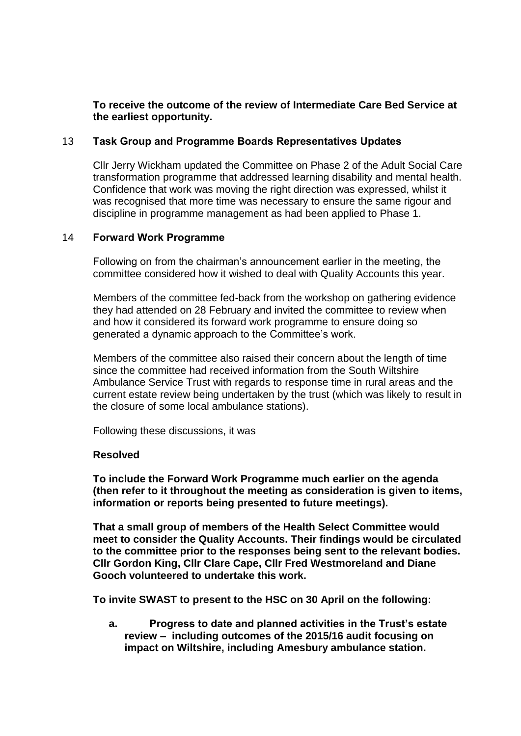**To receive the outcome of the review of Intermediate Care Bed Service at the earliest opportunity.**

## 13 Task Group and Programme Boards Representatives Updates

Cllr Jerry Wickham updated the Committee on Phase 2 of the Adult Social Care transformation programme that addressed learning disability and mental health. Confidence that work was moving the right direction was expressed, whilst it was recognised that more time was necessary to ensure the same rigour and discipline in programme management as had been applied to Phase 1.

## 14 Forward Work Programme

Following on from the chairman's announcement earlier in the meeting, the committee considered how it wished to deal with Quality Accounts this year.

Members of the committee fed-back from the workshop on gathering evidence they had attended on 28 February and invited the committee to review when and how it considered its forward work programme to ensure doing so generated a dynamic approach to the Committee's work.

Members of the committee also raised their concern about the length of time since the committee had received information from the South Wiltshire Ambulance Service Trust with regards to response time in rural areas and the current estate review being undertaken by the trust (which was likely to result in the closure of some local ambulance stations).

Following these discussions, it was

**Resolved**

**To include the Forward Work Programme much earlier on the agenda (then refer to it throughout the meeting as consideration is given to items, information or reports being presented to future meetings).**

**That a small group of members of the Health Select Committee would meet to consider the Quality Accounts. Their findings would be circulated to the committee prior to the responses being sent to the relevant bodies. Cllr Gordon King, Cllr Clare Cape, Cllr Fred Westmoreland and Diane Gooch volunteered to undertake this work.**

**To invite SWAST to present to the HSC on 30 April on the following:**

**a. Progress to date and planned activities in the Trust's estate review – including outcomes of the 2015/16 audit focusing on impact on Wiltshire, including Amesbury ambulance station.**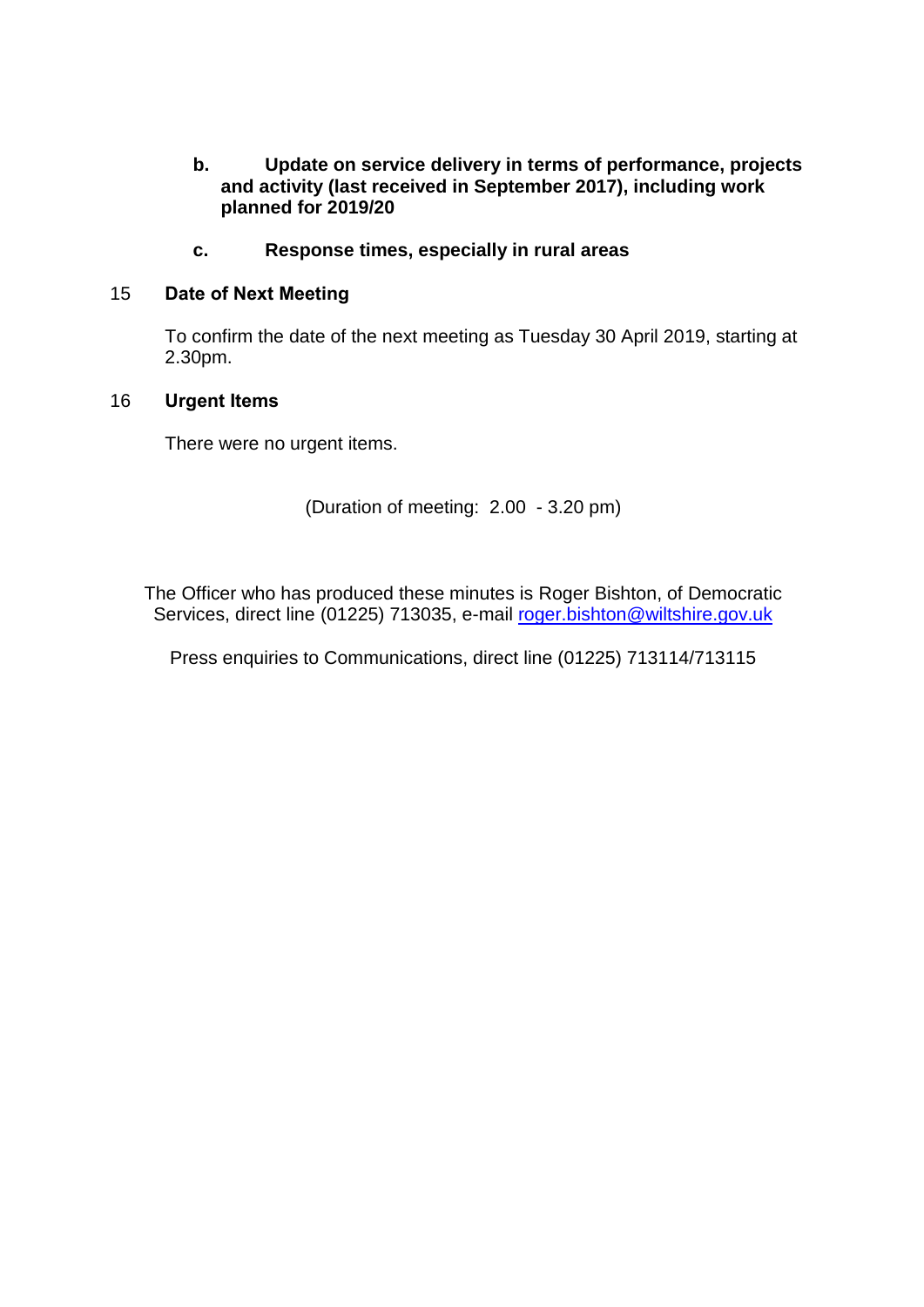**b. Update on service delivery in terms of performance, projects and activity (last received in September 2017), including work planned for 2019/20**

**c. Response times, especially in rural areas**

## 15 Date of Next Meeting

To confirm the date of the next meeting as Tuesday 30 April 2019, starting at 2.30pm.

## 16 Urgent Items

There were no urgent items.

(Duration of meeting: 2.00 - 3.20 pm)

The Officer who has produced these minutes is Roger Bishton, of Democratic Services, direct line (01225) 713035, e-mail roger.bishton@wiltshire.gov.uk

Press enquiries to Communications, direct line (01225) 713114/713115